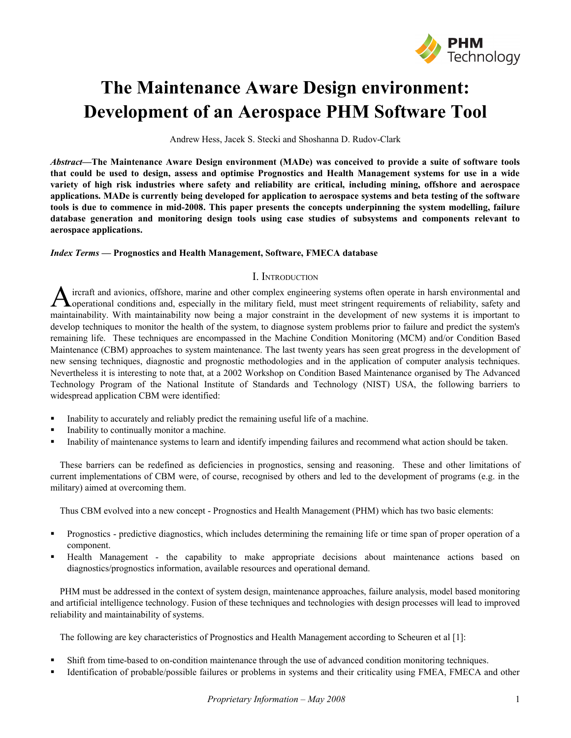# The Maintenance Aware Design environment: Development of an Aerospace PHM Software Tool

Andrew Hess, Jacek S. Stecki and Shoshanna D. Rudov-Clark

***Abstract*—The Maintenance Aware Design environment (MADe) was conceived to provide a suite of software tools that could be used to design, assess and optimise Prognostics and Health Management systems for use in a wide variety of high risk industries where safety and reliability are critical, including mining, offshore and aerospace applications. MADe is currently being developed for application to aerospace systems and beta testing of the software tools is due to commence in mid-2008. This paper presents the concepts underpinning the system modelling, failure database generation and monitoring design tools using case studies of subsystems and components relevant to aerospace applications.**

***Index Terms* — Prognostics and Health Management, Software, FMECA database**

## I. Introduction

Aircraft and avionics, offshore, marine and other complex engineering systems often operate in harsh environmental and operational conditions and, especially in the military field, must meet stringent requirements of reliability, safety and maintainability. With maintainability now being a major constraint in the development of new systems it is important to develop techniques to monitor the health of the system, to diagnose system problems prior to failure and predict the system's remaining life. These techniques are encompassed in the Machine Condition Monitoring (MCM) and/or Condition Based Maintenance (CBM) approaches to system maintenance. The last twenty years has seen great progress in the development of new sensing techniques, diagnostic and prognostic methodologies and in the application of computer analysis techniques. Nevertheless it is interesting to note that, at a 2002 Workshop on Condition Based Maintenance organised by The Advanced Technology Program of the National Institute of Standards and Technology (NIST) USA, the following barriers to widespread application CBM were identified:

- Inability to accurately and reliably predict the remaining useful life of a machine.
- Inability to continually monitor a machine.
- Inability of maintenance systems to learn and identify impending failures and recommend what action should be taken.

These barriers can be redefined as deficiencies in prognostics, sensing and reasoning. These and other limitations of current implementations of CBM were, of course, recognised by others and led to the development of programs (e.g. in the military) aimed at overcoming them.

Thus CBM evolved into a new concept - Prognostics and Health Management (PHM) which has two basic elements:

- Prognostics - predictive diagnostics, which includes determining the remaining life or time span of proper operation of a component.
- Health Management - the capability to make appropriate decisions about maintenance actions based on diagnostics/prognostics information, available resources and operational demand.

PHM must be addressed in the context of system design, maintenance approaches, failure analysis, model based monitoring and artificial intelligence technology. Fusion of these techniques and technologies with design processes will lead to improved reliability and maintainability of systems.

The following are key characteristics of Prognostics and Health Management according to Scheuren et al [1]:

- Shift from time-based to on-condition maintenance through the use of advanced condition monitoring techniques.
- Identification of probable/possible failures or problems in systems and their criticality using FMEA, FMECA and other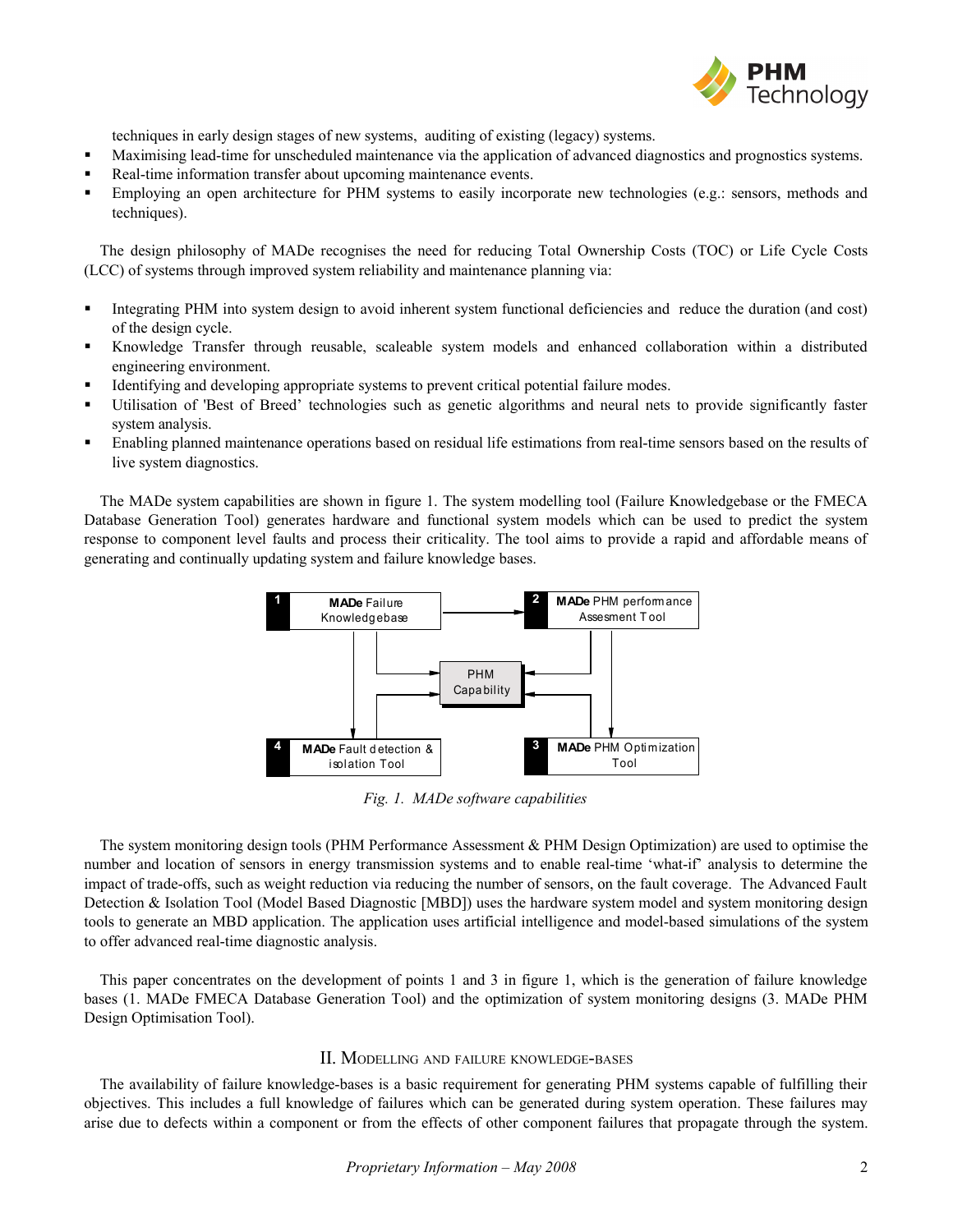techniques in early design stages of new systems, auditing of existing (legacy) systems.

- Maximising lead-time for unscheduled maintenance via the application of advanced diagnostics and prognostics systems.
- Real-time information transfer about upcoming maintenance events.
- Employing an open architecture for PHM systems to easily incorporate new technologies (e.g.: sensors, methods and techniques).

The design philosophy of MADe recognises the need for reducing Total Ownership Costs (TOC) or Life Cycle Costs (LCC) of systems through improved system reliability and maintenance planning via:

- Integrating PHM into system design to avoid inherent system functional deficiencies and reduce the duration (and cost) of the design cycle.
- Knowledge Transfer through reusable, scaleable system models and enhanced collaboration within a distributed engineering environment.
- Identifying and developing appropriate systems to prevent critical potential failure modes.
- Utilisation of 'Best of Breed' technologies such as genetic algorithms and neural nets to provide significantly faster system analysis.
- Enabling planned maintenance operations based on residual life estimations from real-time sensors based on the results of live system diagnostics.

The MADe system capabilities are shown in figure 1. The system modelling tool (Failure Knowledgebase or the FMECA Database Generation Tool) generates hardware and functional system models which can be used to predict the system response to component level faults and process their criticality. The tool aims to provide a rapid and affordable means of generating and continually updating system and failure knowledge bases.

*Fig. 1. MADe software capabilities*

The system monitoring design tools (PHM Performance Assessment & PHM Design Optimization) are used to optimise the number and location of sensors in energy transmission systems and to enable real-time 'what-if' analysis to determine the impact of trade-offs, such as weight reduction via reducing the number of sensors, on the fault coverage. The Advanced Fault Detection & Isolation Tool (Model Based Diagnostic [MBD]) uses the hardware system model and system monitoring design tools to generate an MBD application. The application uses artificial intelligence and model-based simulations of the system to offer advanced real-time diagnostic analysis.

This paper concentrates on the development of points 1 and 3 in figure 1, which is the generation of failure knowledge bases (1. MADe FMECA Database Generation Tool) and the optimization of system monitoring designs (3. MADe PHM Design Optimisation Tool).

## II. Modelling and failure knowledge-bases

The availability of failure knowledge-bases is a basic requirement for generating PHM systems capable of fulfilling their objectives. This includes a full knowledge of failures which can be generated during system operation. These failures may arise due to defects within a component or from the effects of other component failures that propagate through the system.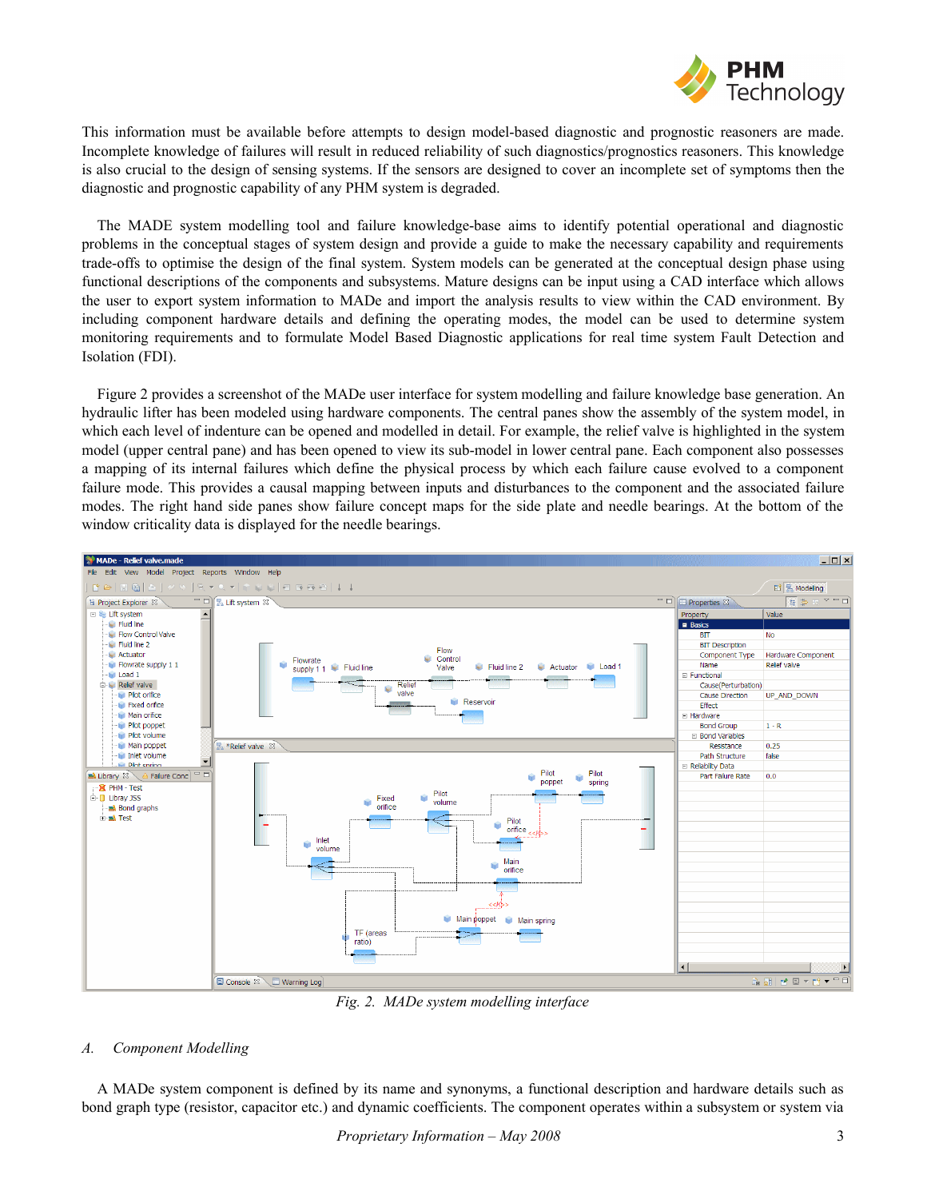This information must be available before attempts to design model-based diagnostic and prognostic reasoners are made. Incomplete knowledge of failures will result in reduced reliability of such diagnostics/prognostics reasoners. This knowledge is also crucial to the design of sensing systems. If the sensors are designed to cover an incomplete set of symptoms then the diagnostic and prognostic capability of any PHM system is degraded.

The MADE system modelling tool and failure knowledge-base aims to identify potential operational and diagnostic problems in the conceptual stages of system design and provide a guide to make the necessary capability and requirements trade-offs to optimise the design of the final system. System models can be generated at the conceptual design phase using functional descriptions of the components and subsystems. Mature designs can be input using a CAD interface which allows the user to export system information to MADe and import the analysis results to view within the CAD environment. By including component hardware details and defining the operating modes, the model can be used to determine system monitoring requirements and to formulate Model Based Diagnostic applications for real time system Fault Detection and Isolation (FDI).

Figure 2 provides a screenshot of the MADe user interface for system modelling and failure knowledge base generation. An hydraulic lifter has been modeled using hardware components. The central panes show the assembly of the system model, in which each level of indenture can be opened and modelled in detail. For example, the relief valve is highlighted in the system model (upper central pane) and has been opened to view its sub-model in lower central pane. Each component also possesses a mapping of its internal failures which define the physical process by which each failure cause evolved to a component failure mode. This provides a causal mapping between inputs and disturbances to the component and the associated failure modes. The right hand side panes show failure concept maps for the side plate and needle bearings. At the bottom of the window criticality data is displayed for the needle bearings.

*Fig. 2. MADe system modelling interface*

### A. Component Modelling

A MADe system component is defined by its name and synonyms, a functional description and hardware details such as bond graph type (resistor, capacitor etc.) and dynamic coefficients. The component operates within a subsystem or system via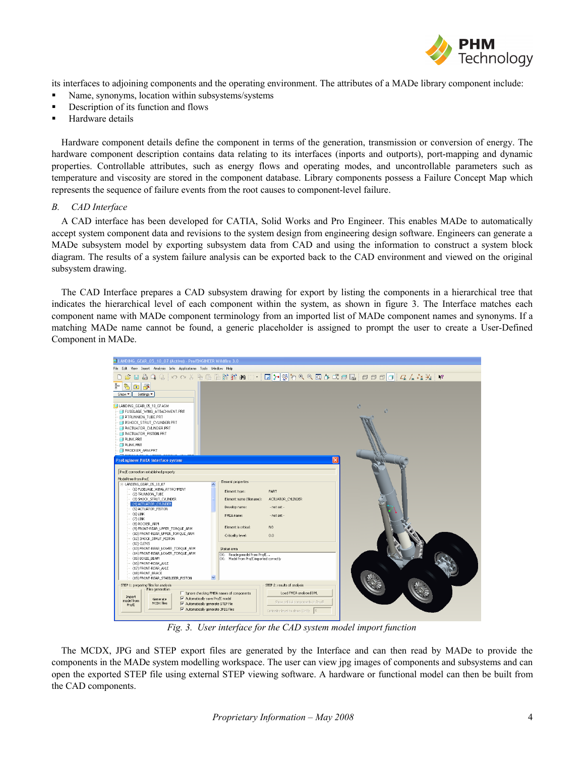its interfaces to adjoining components and the operating environment. The attributes of a MADe library component include:

- Name, synonyms, location within subsystems/systems
- Description of its function and flows
- Hardware details

Hardware component details define the component in terms of the generation, transmission or conversion of energy. The hardware component description contains data relating to its interfaces (inports and outports), port-mapping and dynamic properties. Controllable attributes, such as energy flows and operating modes, and uncontrollable parameters such as temperature and viscosity are stored in the component database. Library components possess a Failure Concept Map which represents the sequence of failure events from the root causes to component-level failure.

### *B. CAD Interface*

A CAD interface has been developed for CATIA, Solid Works and Pro Engineer. This enables MADe to automatically accept system component data and revisions to the system design from engineering design software. Engineers can generate a MADe subsystem model by exporting subsystem data from CAD and using the information to construct a system block diagram. The results of a system failure analysis can be exported back to the CAD environment and viewed on the original subsystem drawing.

The CAD Interface prepares a CAD subsystem drawing for export by listing the components in a hierarchical tree that indicates the hierarchical level of each component within the system, as shown in figure 3. The Interface matches each component name with MADe component terminology from an imported list of MADe component names and synonyms. If a matching MADe name cannot be found, a generic placeholder is assigned to prompt the user to create a User-Defined Component in MADe.

*Fig. 3. User interface for the CAD system model import function*

The MCDX, JPG and STEP export files are generated by the Interface and can then read by MADe to provide the components in the MADe system modelling workspace. The user can view jpg images of components and subsystems and can open the exported STEP file using external STEP viewing software. A hardware or functional model can then be built from the CAD components.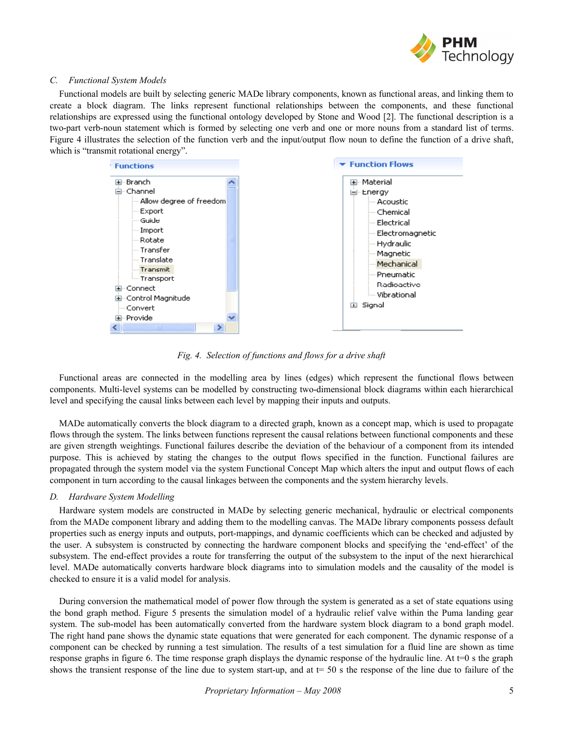### C. Functional System Models

Functional models are built by selecting generic MADe library components, known as functional areas, and linking them to create a block diagram. The links represent functional relationships between the components, and these functional relationships are expressed using the functional ontology developed by Stone and Wood [2]. The functional description is a two-part verb-noun statement which is formed by selecting one verb and one or more nouns from a standard list of terms. Figure 4 illustrates the selection of the function verb and the input/output flow noun to define the function of a drive shaft, which is "transmit rotational energy".

Fig. 4. Selection of functions and flows for a drive shaft

Functional areas are connected in the modelling area by lines (edges) which represent the functional flows between components. Multi-level systems can be modelled by constructing two-dimensional block diagrams within each hierarchical level and specifying the causal links between each level by mapping their inputs and outputs.

MADe automatically converts the block diagram to a directed graph, known as a concept map, which is used to propagate flows through the system. The links between functions represent the causal relations between functional components and these are given strength weightings. Functional failures describe the deviation of the behaviour of a component from its intended purpose. This is achieved by stating the changes to the output flows specified in the function. Functional failures are propagated through the system model via the system Functional Concept Map which alters the input and output flows of each component in turn according to the causal linkages between the components and the system hierarchy levels.

### D. Hardware System Modelling

Hardware system models are constructed in MADe by selecting generic mechanical, hydraulic or electrical components from the MADe component library and adding them to the modelling canvas. The MADe library components possess default properties such as energy inputs and outputs, port-mappings, and dynamic coefficients which can be checked and adjusted by the user. A subsystem is constructed by connecting the hardware component blocks and specifying the 'end-effect' of the subsystem. The end-effect provides a route for transferring the output of the subsystem to the input of the next hierarchical level. MADe automatically converts hardware block diagrams into to simulation models and the causality of the model is checked to ensure it is a valid model for analysis.

During conversion the mathematical model of power flow through the system is generated as a set of state equations using the bond graph method. Figure 5 presents the simulation model of a hydraulic relief valve within the Puma landing gear system. The sub-model has been automatically converted from the hardware system block diagram to a bond graph model. The right hand pane shows the dynamic state equations that were generated for each component. The dynamic response of a component can be checked by running a test simulation. The results of a test simulation for a fluid line are shown as time response graphs in figure 6. The time response graph displays the dynamic response of the hydraulic line. At t=0 s the graph shows the transient response of the line due to system start-up, and at t= 50 s the response of the line due to failure of the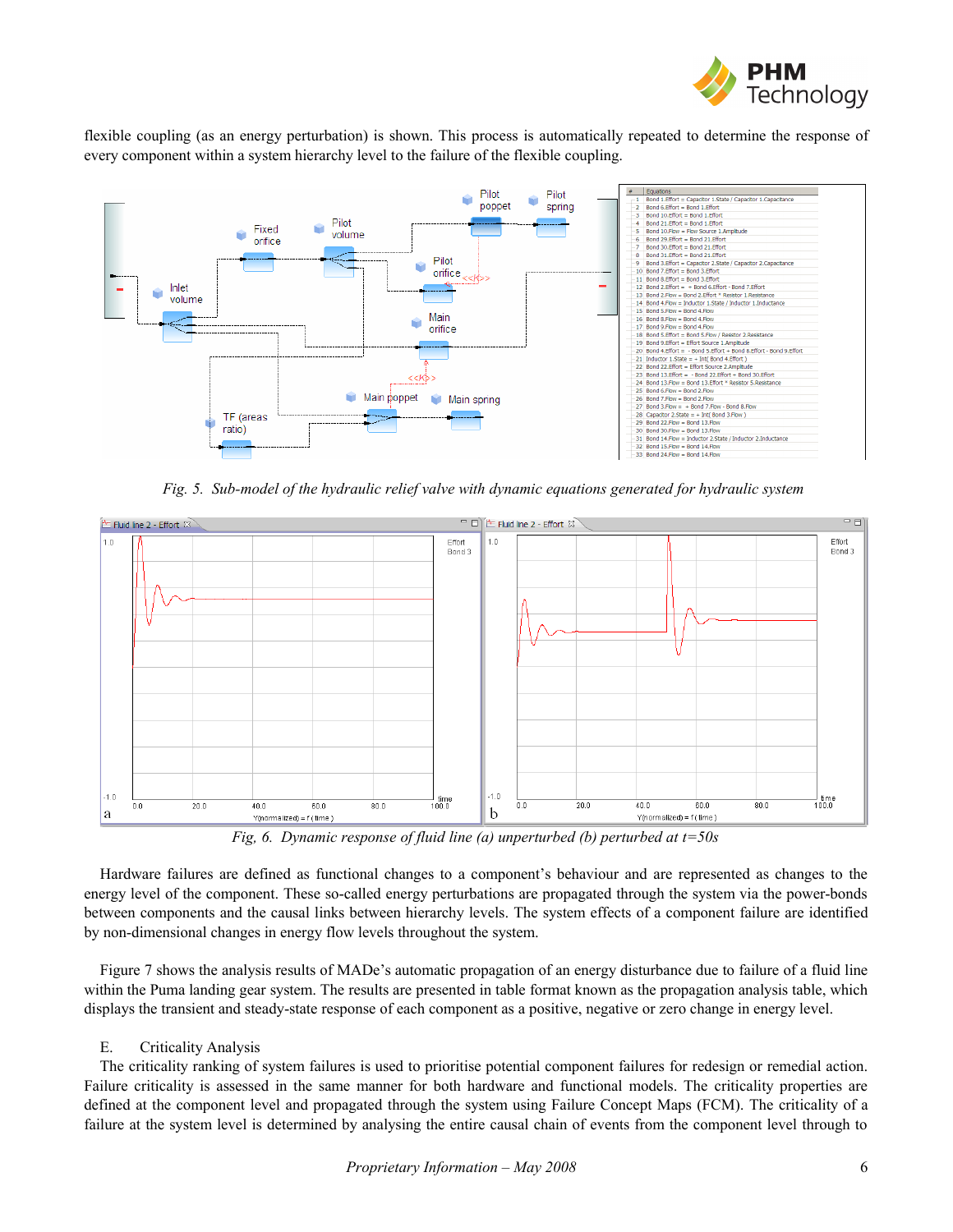flexible coupling (as an energy perturbation) is shown. This process is automatically repeated to determine the response of every component within a system hierarchy level to the failure of the flexible coupling.

*Fig. 5. Sub-model of the hydraulic relief valve with dynamic equations generated for hydraulic system*

*Fig, 6. Dynamic response of fluid line (a) unperturbed (b) perturbed at t=50s*

Hardware failures are defined as functional changes to a component's behaviour and are represented as changes to the energy level of the component. These so-called energy perturbations are propagated through the system via the power-bonds between components and the causal links between hierarchy levels. The system effects of a component failure are identified by non-dimensional changes in energy flow levels throughout the system.

Figure 7 shows the analysis results of MADe's automatic propagation of an energy disturbance due to failure of a fluid line within the Puma landing gear system. The results are presented in table format known as the propagation analysis table, which displays the transient and steady-state response of each component as a positive, negative or zero change in energy level.

E. Criticality Analysis

The criticality ranking of system failures is used to prioritise potential component failures for redesign or remedial action. Failure criticality is assessed in the same manner for both hardware and functional models. The criticality properties are defined at the component level and propagated through the system using Failure Concept Maps (FCM). The criticality of a failure at the system level is determined by analysing the entire causal chain of events from the component level through to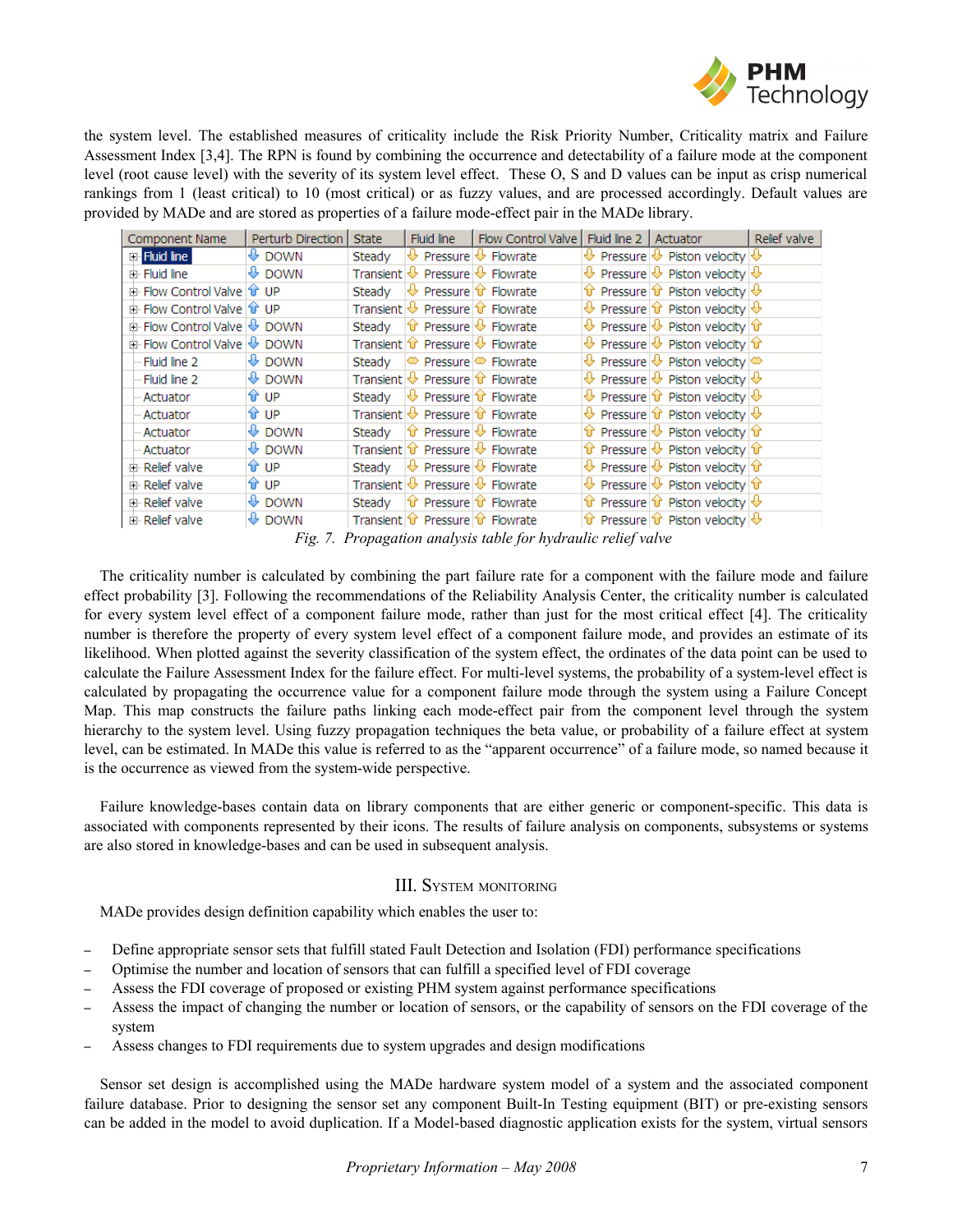the system level. The established measures of criticality include the Risk Priority Number, Criticality matrix and Failure Assessment Index [3,4]. The RPN is found by combining the occurrence and detectability of a failure mode at the component level (root cause level) with the severity of its system level effect. These O, S and D values can be input as crisp numerical rankings from 1 (least critical) to 10 (most critical) or as fuzzy values, and are processed accordingly. Default values are provided by MADe and are stored as properties of a failure mode-effect pair in the MADe library.

| Component Name | Perturb Direction | State | Fluid line | Flow Control Valve | Fluid line 2 | Actuator | Relief valve |
|---|---|---|---|---|---|---|---|
| Fluid line | DOWN | Steady | ⇩ Pressure | ⇩ Flowrate | ⇩ Pressure | ⇩ Piston velocity | ⇩ |
| Fluid line | DOWN | Transient | ⇩ Pressure | ⇩ Flowrate | ⇩ Pressure | ⇩ Piston velocity | ⇩ |
| Flow Control Valve | UP | Steady | ⇩ Pressure | ⇧ Flowrate | ⇧ Pressure | ⇧ Piston velocity | ⇩ |
| Flow Control Valve | UP | Transient | ⇩ Pressure | ⇧ Flowrate | ⇩ Pressure | ⇧ Piston velocity | ⇩ |
| Flow Control Valve | DOWN | Steady | ⇩ Pressure | ⇩ Flowrate | ⇩ Pressure | ⇩ Piston velocity | ⇧ |
| Flow Control Valve | DOWN | Transient | ⇧ Pressure | ⇩ Flowrate | ⇩ Pressure | ⇩ Piston velocity | ⇧ |
| Fluid line 2 | DOWN | Steady | ⇔ Pressure | ⇔ Flowrate | ⇩ Pressure | ⇩ Piston velocity | ⇔ |
| Fluid line 2 | DOWN | Transient | ⇩ Pressure | ⇧ Flowrate | ⇩ Pressure | ⇩ Piston velocity | ⇩ |
| Actuator | UP | Steady | ⇩ Pressure | ⇧ Flowrate | ⇩ Pressure | ⇧ Piston velocity | ⇩ |
| Actuator | UP | Transient | ⇩ Pressure | ⇧ Flowrate | ⇩ Pressure | ⇧ Piston velocity | ⇩ |
| Actuator | DOWN | Steady | ⇧ Pressure | ⇩ Flowrate | ⇧ Pressure | ⇩ Piston velocity | ⇧ |
| Actuator | DOWN | Transient | ⇧ Pressure | ⇧ Flowrate | ⇧ Pressure | ⇩ Piston velocity | ⇧ |
| Relief valve | UP | Steady | ⇩ Pressure | ⇩ Flowrate | ⇩ Pressure | ⇩ Piston velocity | ⇧ |
| Relief valve | UP | Transient | ⇧ Pressure | ⇩ Flowrate | ⇩ Pressure | ⇩ Piston velocity | ⇧ |
| Relief valve | DOWN | Steady | ⇧ Pressure | ⇧ Flowrate | ⇧ Pressure | ⇧ Piston velocity | ⇩ |
| Relief valve | DOWN | Transient | ⇧ Pressure | ⇧ Flowrate | ⇧ Pressure | ⇧ Piston velocity | ⇩ |

*Fig. 7. Propagation analysis table for hydraulic relief valve*

The criticality number is calculated by combining the part failure rate for a component with the failure mode and failure effect probability [3]. Following the recommendations of the Reliability Analysis Center, the criticality number is calculated for every system level effect of a component failure mode, rather than just for the most critical effect [4]. The criticality number is therefore the property of every system level effect of a component failure mode, and provides an estimate of its likelihood. When plotted against the severity classification of the system effect, the ordinates of the data point can be used to calculate the Failure Assessment Index for the failure effect. For multi-level systems, the probability of a system-level effect is calculated by propagating the occurrence value for a component failure mode through the system using a Failure Concept Map. This map constructs the failure paths linking each mode-effect pair from the component level through the system hierarchy to the system level. Using fuzzy propagation techniques the beta value, or probability of a failure effect at system level, can be estimated. In MADe this value is referred to as the "apparent occurrence" of a failure mode, so named because it is the occurrence as viewed from the system-wide perspective.

Failure knowledge-bases contain data on library components that are either generic or component-specific. This data is associated with components represented by their icons. The results of failure analysis on components, subsystems or systems are also stored in knowledge-bases and can be used in subsequent analysis.

## III. System monitoring

MADe provides design definition capability which enables the user to:

- Define appropriate sensor sets that fulfill stated Fault Detection and Isolation (FDI) performance specifications
- Optimise the number and location of sensors that can fulfill a specified level of FDI coverage
- Assess the FDI coverage of proposed or existing PHM system against performance specifications
- Assess the impact of changing the number or location of sensors, or the capability of sensors on the FDI coverage of the system
- Assess changes to FDI requirements due to system upgrades and design modifications

Sensor set design is accomplished using the MADe hardware system model of a system and the associated component failure database. Prior to designing the sensor set any component Built-In Testing equipment (BIT) or pre-existing sensors can be added in the model to avoid duplication. If a Model-based diagnostic application exists for the system, virtual sensors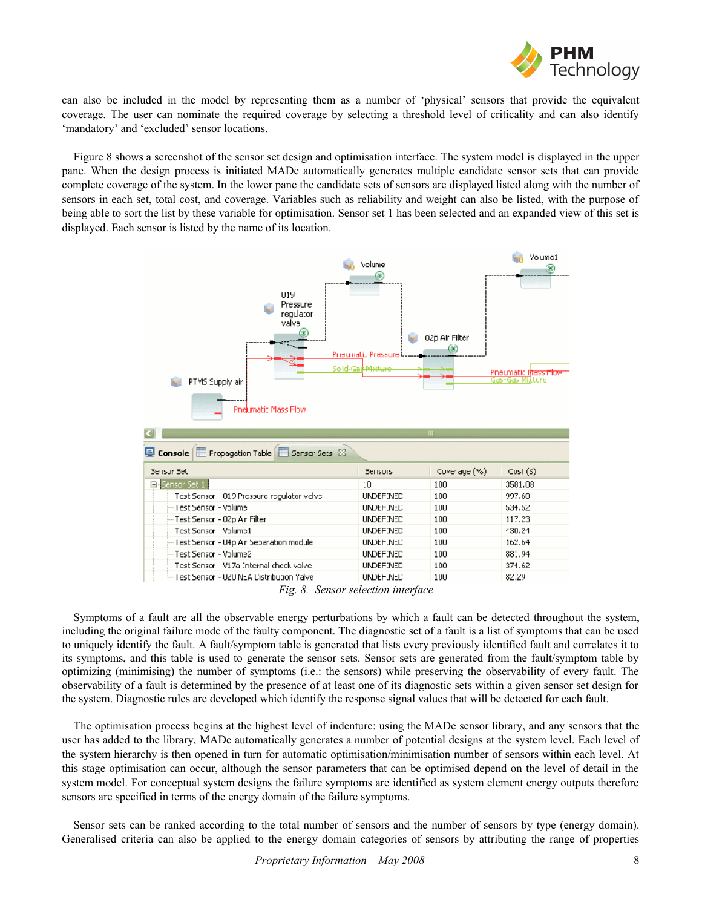can also be included in the model by representing them as a number of 'physical' sensors that provide the equivalent coverage. The user can nominate the required coverage by selecting a threshold level of criticality and can also identify 'mandatory' and 'excluded' sensor locations.

Figure 8 shows a screenshot of the sensor set design and optimisation interface. The system model is displayed in the upper pane. When the design process is initiated MADe automatically generates multiple candidate sensor sets that can provide complete coverage of the system. In the lower pane the candidate sets of sensors are displayed listed along with the number of sensors in each set, total cost, and coverage. Variables such as reliability and weight can also be listed, with the purpose of being able to sort the list by these variable for optimisation. Sensor set 1 has been selected and an expanded view of this set is displayed. Each sensor is listed by the name of its location.

*Fig. 8. Sensor selection interface*

Symptoms of a fault are all the observable energy perturbations by which a fault can be detected throughout the system, including the original failure mode of the faulty component. The diagnostic set of a fault is a list of symptoms that can be used to uniquely identify the fault. A fault/symptom table is generated that lists every previously identified fault and correlates it to its symptoms, and this table is used to generate the sensor sets. Sensor sets are generated from the fault/symptom table by optimizing (minimising) the number of symptoms (i.e.: the sensors) while preserving the observability of every fault. The observability of a fault is determined by the presence of at least one of its diagnostic sets within a given sensor set design for the system. Diagnostic rules are developed which identify the response signal values that will be detected for each fault.

The optimisation process begins at the highest level of indenture: using the MADe sensor library, and any sensors that the user has added to the library, MADe automatically generates a number of potential designs at the system level. Each level of the system hierarchy is then opened in turn for automatic optimisation/minimisation number of sensors within each level. At this stage optimisation can occur, although the sensor parameters that can be optimised depend on the level of detail in the system model. For conceptual system designs the failure symptoms are identified as system element energy outputs therefore sensors are specified in terms of the energy domain of the failure symptoms.

Sensor sets can be ranked according to the total number of sensors and the number of sensors by type (energy domain). Generalised criteria can also be applied to the energy domain categories of sensors by attributing the range of properties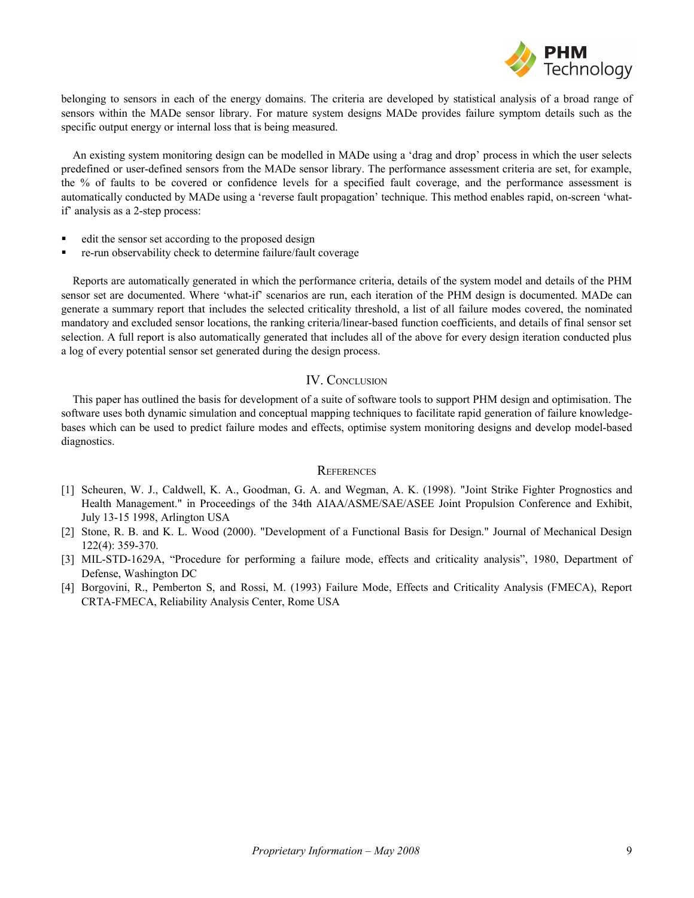belonging to sensors in each of the energy domains. The criteria are developed by statistical analysis of a broad range of sensors within the MADe sensor library. For mature system designs MADe provides failure symptom details such as the specific output energy or internal loss that is being measured.

An existing system monitoring design can be modelled in MADe using a 'drag and drop' process in which the user selects predefined or user-defined sensors from the MADe sensor library. The performance assessment criteria are set, for example, the % of faults to be covered or confidence levels for a specified fault coverage, and the performance assessment is automatically conducted by MADe using a 'reverse fault propagation' technique. This method enables rapid, on-screen 'what-if' analysis as a 2-step process:

- edit the sensor set according to the proposed design
- re-run observability check to determine failure/fault coverage

Reports are automatically generated in which the performance criteria, details of the system model and details of the PHM sensor set are documented. Where 'what-if' scenarios are run, each iteration of the PHM design is documented. MADe can generate a summary report that includes the selected criticality threshold, a list of all failure modes covered, the nominated mandatory and excluded sensor locations, the ranking criteria/linear-based function coefficients, and details of final sensor set selection. A full report is also automatically generated that includes all of the above for every design iteration conducted plus a log of every potential sensor set generated during the design process.

## IV. Conclusion

This paper has outlined the basis for development of a suite of software tools to support PHM design and optimisation. The software uses both dynamic simulation and conceptual mapping techniques to facilitate rapid generation of failure knowledge-bases which can be used to predict failure modes and effects, optimise system monitoring designs and develop model-based diagnostics.

## References

[1] Scheuren, W. J., Caldwell, K. A., Goodman, G. A. and Wegman, A. K. (1998). "Joint Strike Fighter Prognostics and Health Management." in Proceedings of the 34th AIAA/ASME/SAE/ASEE Joint Propulsion Conference and Exhibit, July 13-15 1998, Arlington USA

[2] Stone, R. B. and K. L. Wood (2000). "Development of a Functional Basis for Design." Journal of Mechanical Design 122(4): 359-370.

[3] MIL-STD-1629A, "Procedure for performing a failure mode, effects and criticality analysis", 1980, Department of Defense, Washington DC

[4] Borgovini, R., Pemberton S, and Rossi, M. (1993) Failure Mode, Effects and Criticality Analysis (FMECA), Report CRTA-FMECA, Reliability Analysis Center, Rome USA